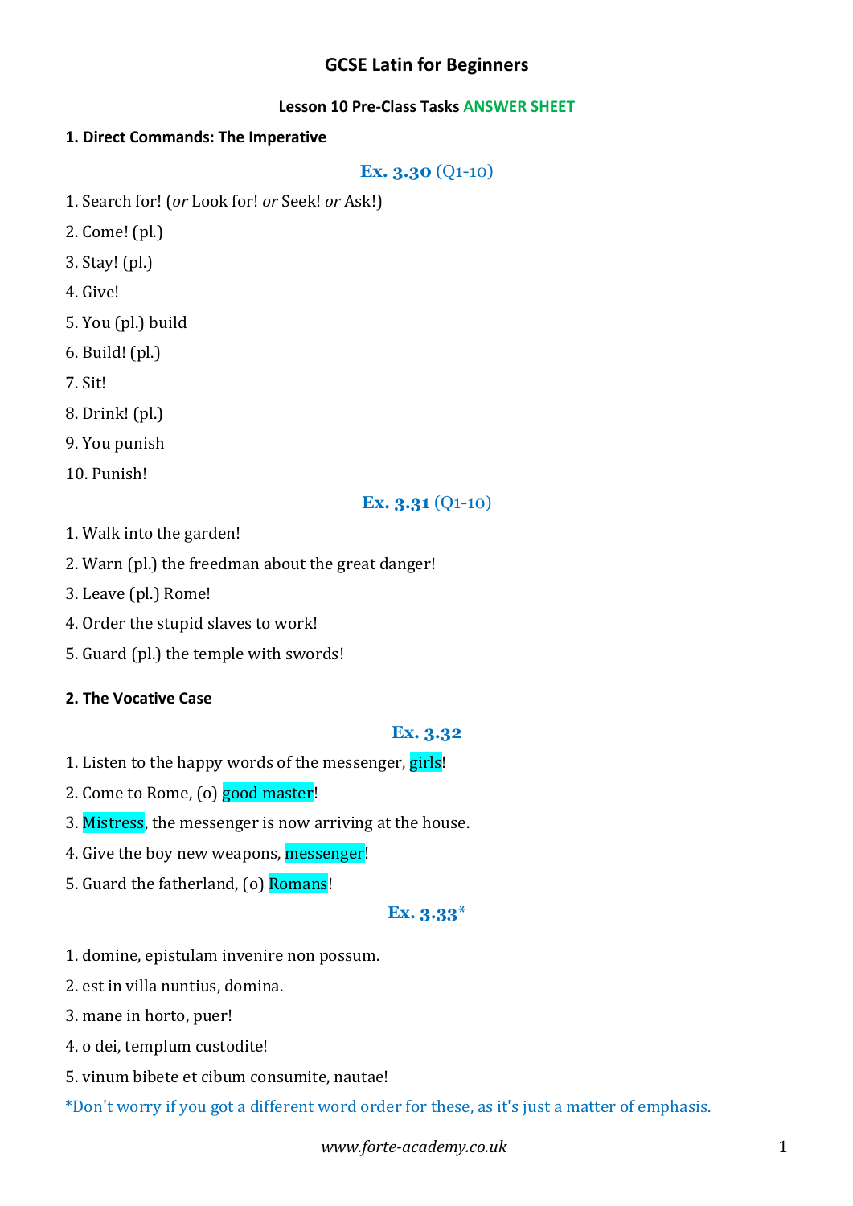# GCSE Latin for Beginners

**Lesson 10 Pre-Class Tasks ANSWER SHEET**

**1. Direct Commands: The Imperative**

### **Ex. 3.30** (Q1-10)

1. Search for! (*or* Look for! *or* Seek! *or* Ask!)
2. Come! (pl.)
3. Stay! (pl.)
4. Give!
5. You (pl.) build
6. Build! (pl.)
7. Sit!
8. Drink! (pl.)
9. You punish
10. Punish!

### **Ex. 3.31** (Q1-10)

1. Walk into the garden!
2. Warn (pl.) the freedman about the great danger!
3. Leave (pl.) Rome!
4. Order the stupid slaves to work!
5. Guard (pl.) the temple with swords!

**2. The Vocative Case**

### **Ex. 3.32**

1. Listen to the happy words of the messenger, girls!
2. Come to Rome, (o) good master!
3. Mistress, the messenger is now arriving at the house.
4. Give the boy new weapons, messenger!
5. Guard the fatherland, (o) Romans!

### **Ex. 3.33***

1. domine, epistulam invenire non possum.
2. est in villa nuntius, domina.
3. mane in horto, puer!
4. o dei, templum custodite!
5. vinum bibete et cibum consumite, nautae!

*Don't worry if you got a different word order for these, as it's just a matter of emphasis.

*www.forte-academy.co.uk*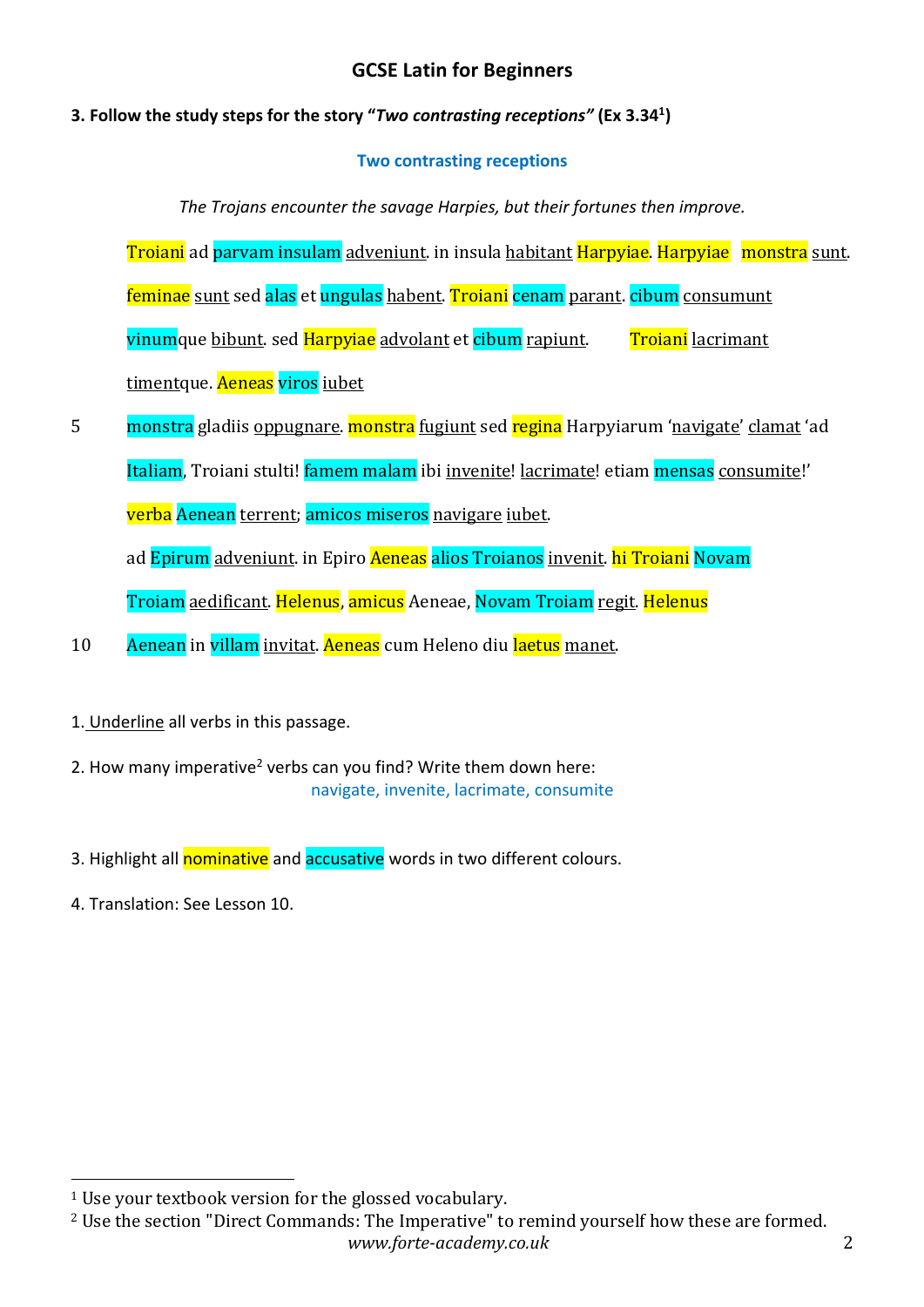## GCSE Latin for Beginners

**3. Follow the study steps for the story "*Two contrasting receptions*" (Ex 3.34[1])**

### Two contrasting receptions

*The Trojans encounter the savage Harpies, but their fortunes then improve.*

Troiani ad parvam insulam adveniunt. in insula habitant Harpyiae. Harpyiae monstra sunt. feminae sunt sed alas et ungulas habent. Troiani cenam parant. cibum consumunt vinumque bibunt. sed Harpyiae advolant et cibum rapiunt. Troiani lacrimant timentque. Aeneas viros iubet

5 monstra gladiis oppugnare. monstra fugiunt sed regina Harpyiarum 'navigate' clamat 'ad Italiam, Troiani stulti! famem malam ibi invenite! lacrimate! etiam mensas consumite!' verba Aenean terrent; amicos miseros navigare iubet. ad Epirum adveniunt. in Epiro Aeneas alios Troianos invenit. hi Troiani Novam Troiam aedificant. Helenus, amicus Aeneae, Novam Troiam regit. Helenus

10 Aenean in villam invitat. Aeneas cum Heleno diu laetus manet.

1. Underline all verbs in this passage.

2. How many imperative[2] verbs can you find? Write them down here:
   navigate, invenite, lacrimate, consumite

3. Highlight all nominative and accusative words in two different colours.

4. Translation: See Lesson 10.

---

[1] Use your textbook version for the glossed vocabulary.
[2] Use the section "Direct Commands: The Imperative" to remind yourself how these are formed.

*www.forte-academy.co.uk*